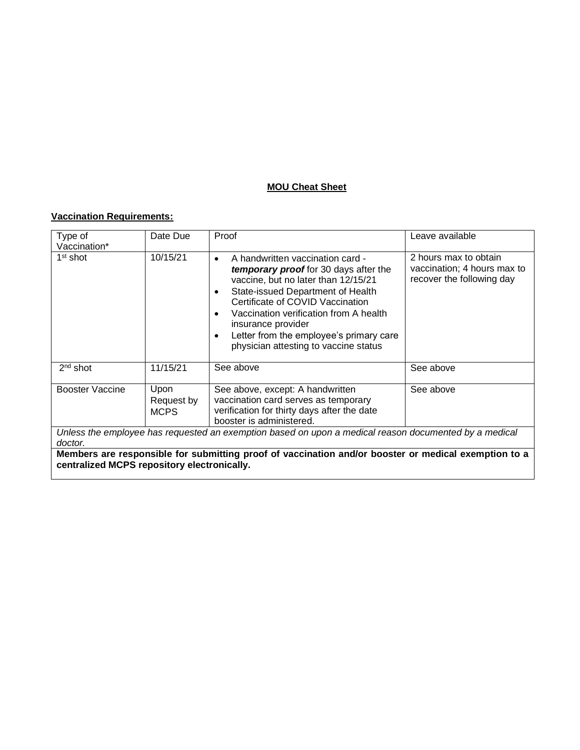**MOU Cheat Sheet**

**Vaccination Requirements:**

| Type of Vaccination* | Date Due | Proof | Leave available |
|---|---|---|---|
| 1st shot | 10/15/21 | • A handwritten vaccination card - ***temporary proof*** for 30 days after the vaccine, but no later than 12/15/21<br>• State-issued Department of Health Certificate of COVID Vaccination<br>• Vaccination verification from A health insurance provider<br>• Letter from the employee's primary care physician attesting to vaccine status | 2 hours max to obtain vaccination; 4 hours max to recover the following day |
| 2nd shot | 11/15/21 | See above | See above |
| Booster Vaccine | Upon Request by MCPS | See above, except: A handwritten vaccination card serves as temporary verification for thirty days after the date booster is administered. | See above |
| *Unless the employee has requested an exemption based on upon a medical reason documented by a medical doctor.* | | | |
| **Members are responsible for submitting proof of vaccination and/or booster or medical exemption to a centralized MCPS repository electronically.** | | | |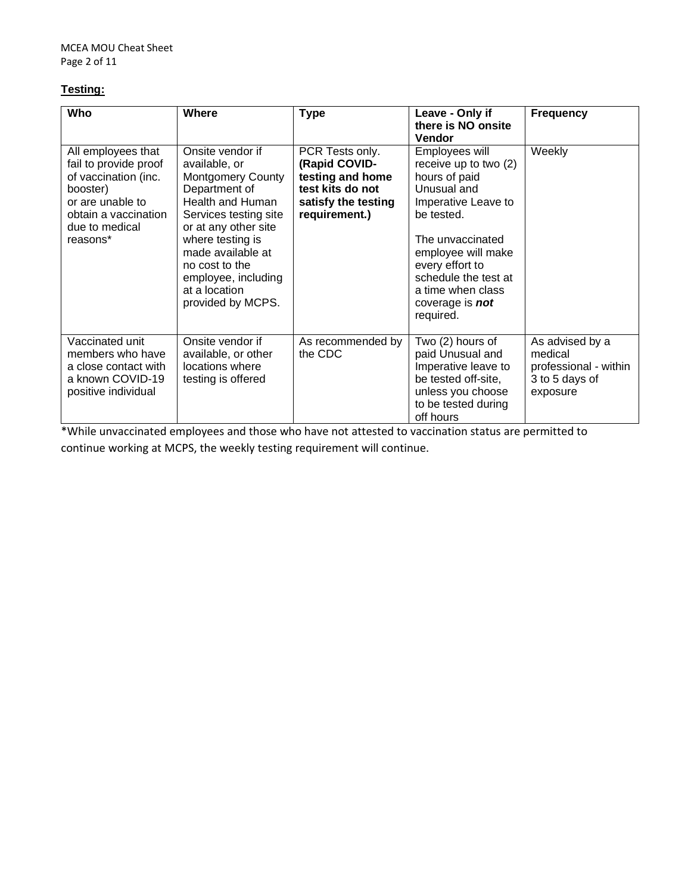**Testing:**

| Who | Where | Type | Leave - Only if there is NO onsite Vendor | Frequency |
|---|---|---|---|---|
| All employees that fail to provide proof of vaccination (inc. booster) or are unable to obtain a vaccination due to medical reasons* | Onsite vendor if available, or Montgomery County Department of Health and Human Services testing site or at any other site where testing is made available at no cost to the employee, including at a location provided by MCPS. | PCR Tests only. **(Rapid COVID-testing and home test kits do not satisfy the testing requirement.)** | Employees will receive up to two (2) hours of paid Unusual and Imperative Leave to be tested.<br><br>The unvaccinated employee will make every effort to schedule the test at a time when class coverage is ***not*** required. | Weekly |
| Vaccinated unit members who have a close contact with a known COVID-19 positive individual | Onsite vendor if available, or other locations where testing is offered | As recommended by the CDC | Two (2) hours of paid Unusual and Imperative leave to be tested off-site, unless you choose to be tested during off hours | As advised by a medical professional - within 3 to 5 days of exposure |

*While unvaccinated employees and those who have not attested to vaccination status are permitted to continue working at MCPS, the weekly testing requirement will continue.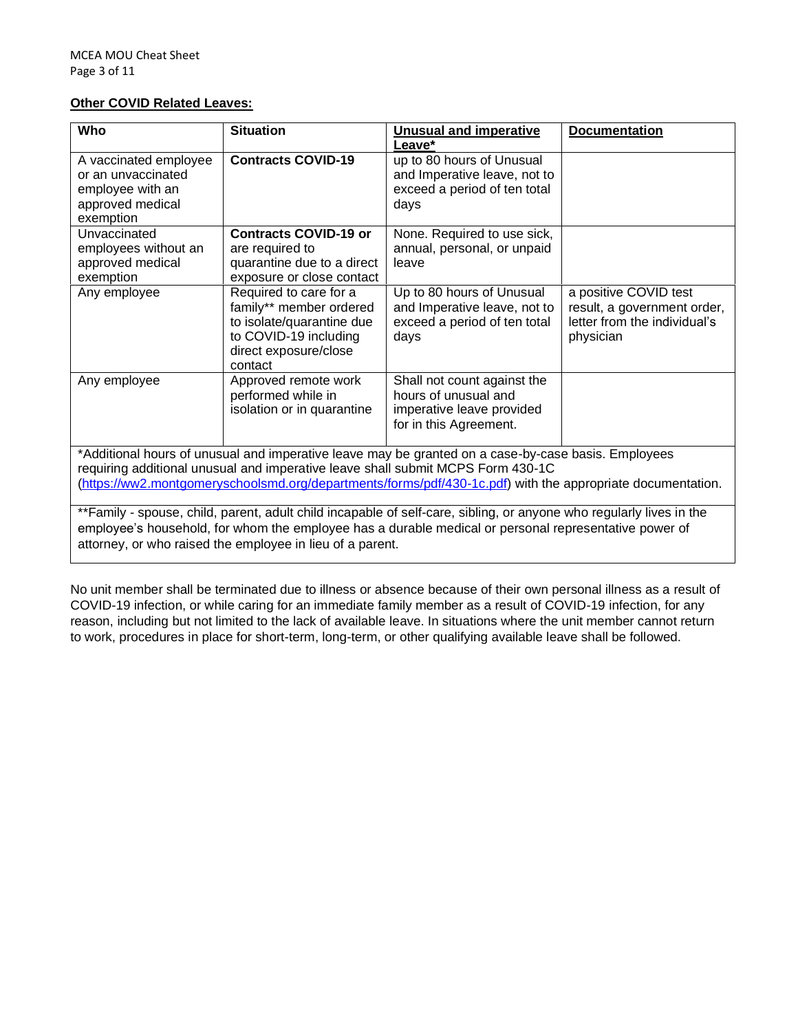**Other COVID Related Leaves:**

| **Who** | **Situation** | **Unusual and imperative Leave*** | **Documentation** |
|---|---|---|---|
| A vaccinated employee or an unvaccinated employee with an approved medical exemption | **Contracts COVID-19** | up to 80 hours of Unusual and Imperative leave, not to exceed a period of ten total days | |
| Unvaccinated employees without an approved medical exemption | **Contracts COVID-19 or** are required to quarantine due to a direct exposure or close contact | None. Required to use sick, annual, personal, or unpaid leave | |
| Any employee | Required to care for a family** member ordered to isolate/quarantine due to COVID-19 including direct exposure/close contact | Up to 80 hours of Unusual and Imperative leave, not to exceed a period of ten total days | a positive COVID test result, a government order, letter from the individual's physician |
| Any employee | Approved remote work performed while in isolation or in quarantine | Shall not count against the hours of unusual and imperative leave provided for in this Agreement. | |

*Additional hours of unusual and imperative leave may be granted on a case-by-case basis. Employees requiring additional unusual and imperative leave shall submit MCPS Form 430-1C (https://ww2.montgomeryschoolsmd.org/departments/forms/pdf/430-1c.pdf) with the appropriate documentation.

**Family - spouse, child, parent, adult child incapable of self-care, sibling, or anyone who regularly lives in the employee's household, for whom the employee has a durable medical or personal representative power of attorney, or who raised the employee in lieu of a parent.

No unit member shall be terminated due to illness or absence because of their own personal illness as a result of COVID-19 infection, or while caring for an immediate family member as a result of COVID-19 infection, for any reason, including but not limited to the lack of available leave. In situations where the unit member cannot return to work, procedures in place for short-term, long-term, or other qualifying available leave shall be followed.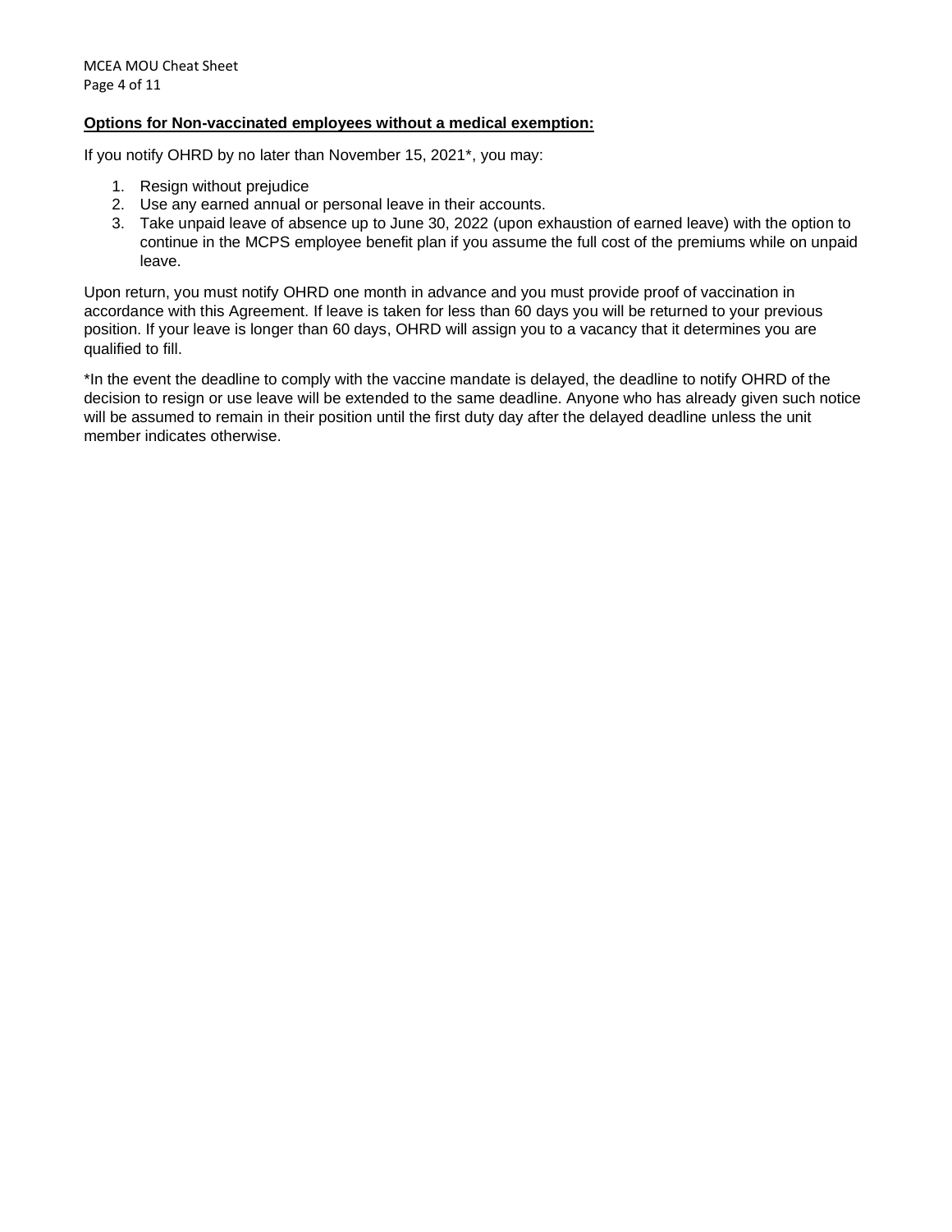**Options for Non-vaccinated employees without a medical exemption:**

If you notify OHRD by no later than November 15, 2021*, you may:

1. Resign without prejudice
2. Use any earned annual or personal leave in their accounts.
3. Take unpaid leave of absence up to June 30, 2022 (upon exhaustion of earned leave) with the option to continue in the MCPS employee benefit plan if you assume the full cost of the premiums while on unpaid leave.

Upon return, you must notify OHRD one month in advance and you must provide proof of vaccination in accordance with this Agreement. If leave is taken for less than 60 days you will be returned to your previous position. If your leave is longer than 60 days, OHRD will assign you to a vacancy that it determines you are qualified to fill.

*In the event the deadline to comply with the vaccine mandate is delayed, the deadline to notify OHRD of the decision to resign or use leave will be extended to the same deadline. Anyone who has already given such notice will be assumed to remain in their position until the first duty day after the delayed deadline unless the unit member indicates otherwise.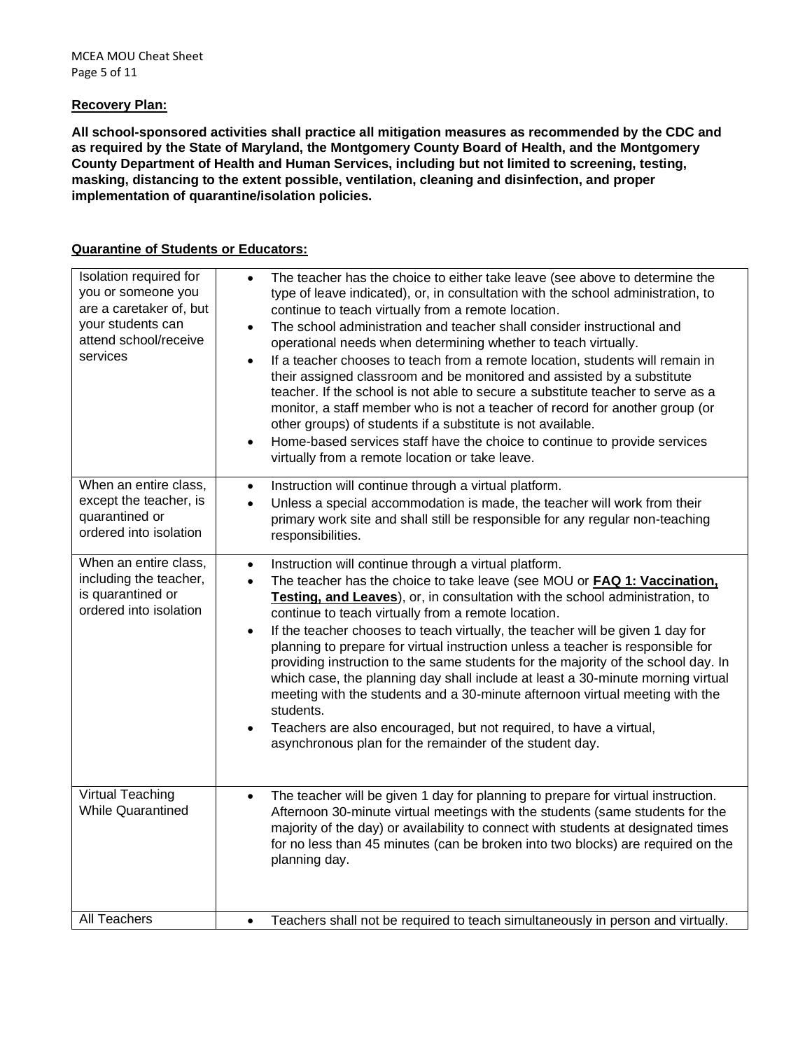**Recovery Plan:**

**All school-sponsored activities shall practice all mitigation measures as recommended by the CDC and as required by the State of Maryland, the Montgomery County Board of Health, and the Montgomery County Department of Health and Human Services, including but not limited to screening, testing, masking, distancing to the extent possible, ventilation, cleaning and disinfection, and proper implementation of quarantine/isolation policies.**

**Quarantine of Students or Educators:**

| | |
|---|---|
| Isolation required for you or someone you are a caretaker of, but your students can attend school/receive services | • The teacher has the choice to either take leave (see above to determine the type of leave indicated), or, in consultation with the school administration, to continue to teach virtually from a remote location.<br>• The school administration and teacher shall consider instructional and operational needs when determining whether to teach virtually.<br>• If a teacher chooses to teach from a remote location, students will remain in their assigned classroom and be monitored and assisted by a substitute teacher. If the school is not able to secure a substitute teacher to serve as a monitor, a staff member who is not a teacher of record for another group (or other groups) of students if a substitute is not available.<br>• Home-based services staff have the choice to continue to provide services virtually from a remote location or take leave. |
| When an entire class, except the teacher, is quarantined or ordered into isolation | • Instruction will continue through a virtual platform.<br>• Unless a special accommodation is made, the teacher will work from their primary work site and shall still be responsible for any regular non-teaching responsibilities. |
| When an entire class, including the teacher, is quarantined or ordered into isolation | • Instruction will continue through a virtual platform.<br>• The teacher has the choice to take leave (see MOU or **FAQ 1: Vaccination, Testing, and Leaves**), or, in consultation with the school administration, to continue to teach virtually from a remote location.<br>• If the teacher chooses to teach virtually, the teacher will be given 1 day for planning to prepare for virtual instruction unless a teacher is responsible for providing instruction to the same students for the majority of the school day. In which case, the planning day shall include at least a 30-minute morning virtual meeting with the students and a 30-minute afternoon virtual meeting with the students.<br>• Teachers are also encouraged, but not required, to have a virtual, asynchronous plan for the remainder of the student day. |
| Virtual Teaching While Quarantined | • The teacher will be given 1 day for planning to prepare for virtual instruction. Afternoon 30-minute virtual meetings with the students (same students for the majority of the day) or availability to connect with students at designated times for no less than 45 minutes (can be broken into two blocks) are required on the planning day. |
| All Teachers | • Teachers shall not be required to teach simultaneously in person and virtually. |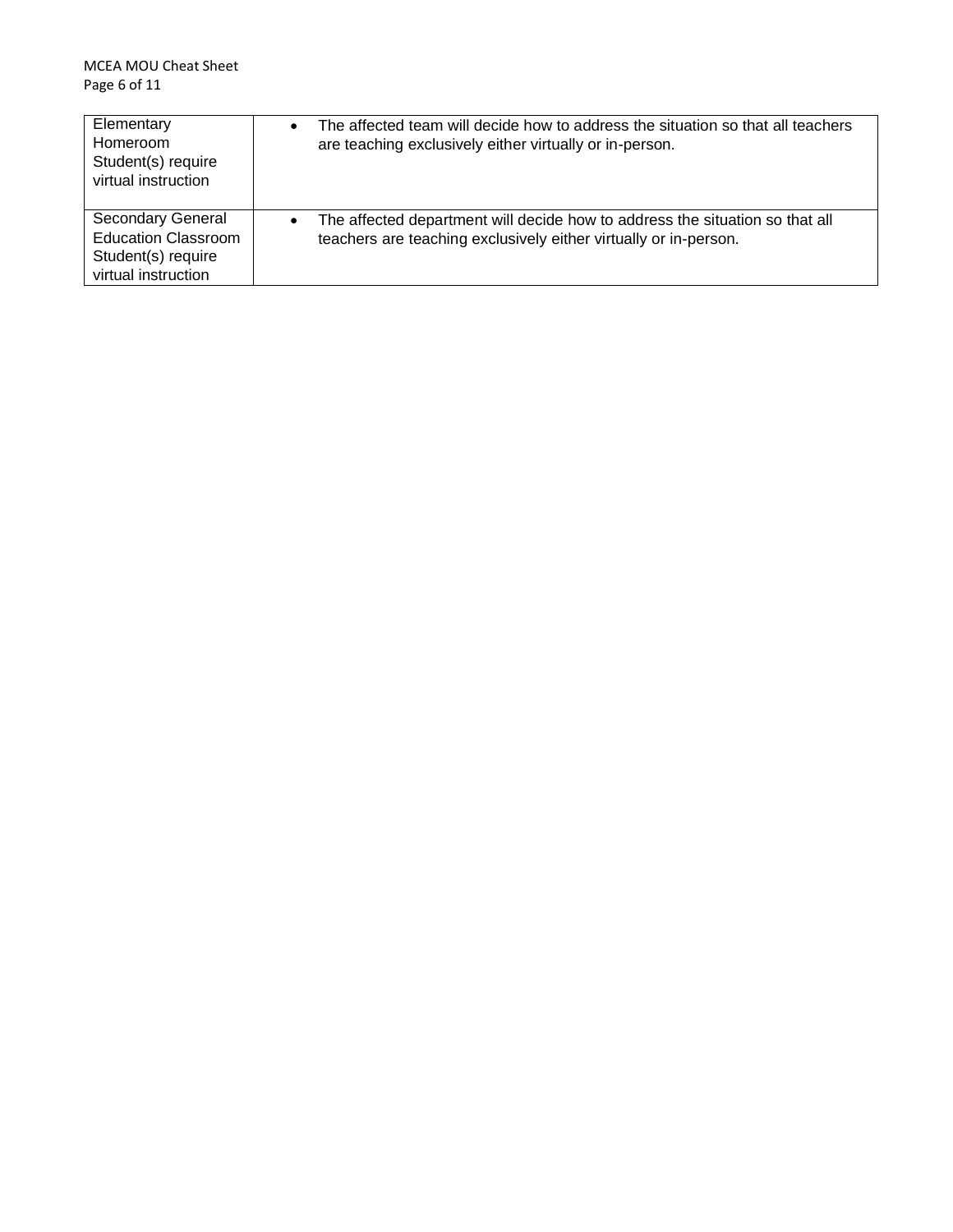| | |
|---|---|
| Elementary Homeroom Student(s) require virtual instruction | • The affected team will decide how to address the situation so that all teachers are teaching exclusively either virtually or in-person. |
| Secondary General Education Classroom Student(s) require virtual instruction | • The affected department will decide how to address the situation so that all teachers are teaching exclusively either virtually or in-person. |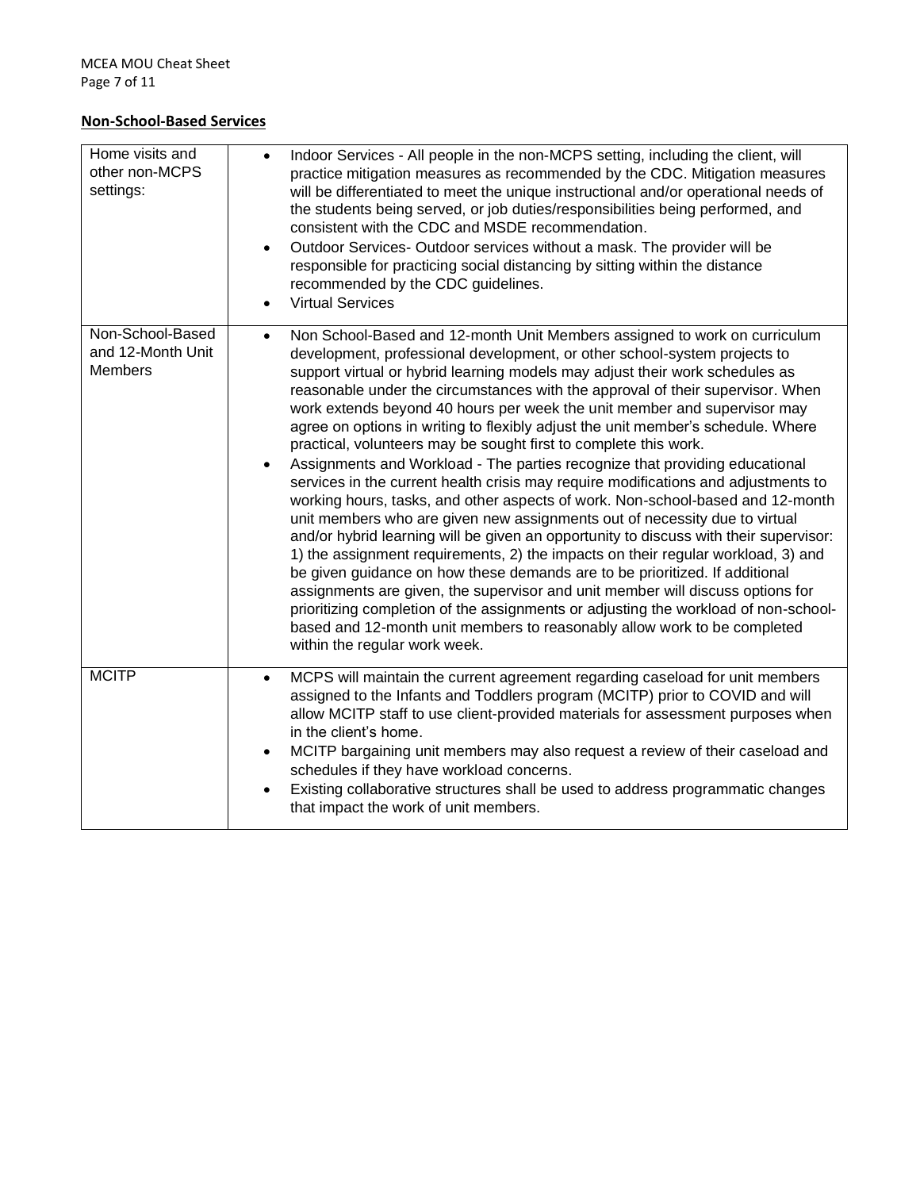**Non-School-Based Services**

| | |
|---|---|
| Home visits and other non-MCPS settings: | • Indoor Services - All people in the non-MCPS setting, including the client, will practice mitigation measures as recommended by the CDC. Mitigation measures will be differentiated to meet the unique instructional and/or operational needs of the students being served, or job duties/responsibilities being performed, and consistent with the CDC and MSDE recommendation.<br>• Outdoor Services- Outdoor services without a mask. The provider will be responsible for practicing social distancing by sitting within the distance recommended by the CDC guidelines.<br>• Virtual Services |
| Non-School-Based and 12-Month Unit Members | • Non School-Based and 12-month Unit Members assigned to work on curriculum development, professional development, or other school-system projects to support virtual or hybrid learning models may adjust their work schedules as reasonable under the circumstances with the approval of their supervisor. When work extends beyond 40 hours per week the unit member and supervisor may agree on options in writing to flexibly adjust the unit member's schedule. Where practical, volunteers may be sought first to complete this work.<br>• Assignments and Workload - The parties recognize that providing educational services in the current health crisis may require modifications and adjustments to working hours, tasks, and other aspects of work. Non-school-based and 12-month unit members who are given new assignments out of necessity due to virtual and/or hybrid learning will be given an opportunity to discuss with their supervisor: 1) the assignment requirements, 2) the impacts on their regular workload, 3) and be given guidance on how these demands are to be prioritized. If additional assignments are given, the supervisor and unit member will discuss options for prioritizing completion of the assignments or adjusting the workload of non-school-based and 12-month unit members to reasonably allow work to be completed within the regular work week. |
| MCITP | • MCPS will maintain the current agreement regarding caseload for unit members assigned to the Infants and Toddlers program (MCITP) prior to COVID and will allow MCITP staff to use client-provided materials for assessment purposes when in the client's home.<br>• MCITP bargaining unit members may also request a review of their caseload and schedules if they have workload concerns.<br>• Existing collaborative structures shall be used to address programmatic changes that impact the work of unit members. |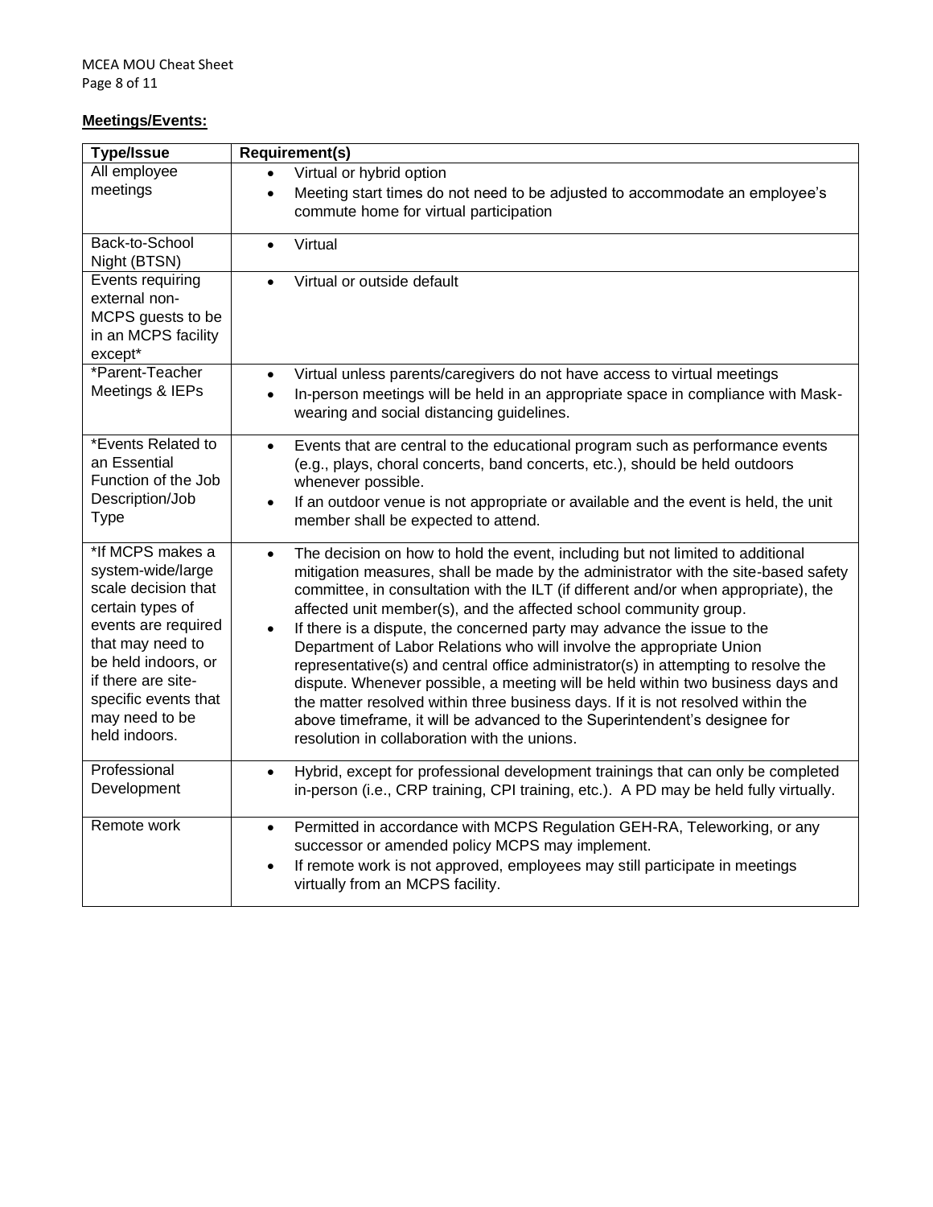**Meetings/Events:**

| Type/Issue | Requirement(s) |
|---|---|
| All employee meetings | • Virtual or hybrid option<br>• Meeting start times do not need to be adjusted to accommodate an employee's commute home for virtual participation |
| Back-to-School Night (BTSN) | • Virtual |
| Events requiring external non-MCPS guests to be in an MCPS facility except* | • Virtual or outside default |
| *Parent-Teacher Meetings & IEPs | • Virtual unless parents/caregivers do not have access to virtual meetings<br>• In-person meetings will be held in an appropriate space in compliance with Mask-wearing and social distancing guidelines. |
| *Events Related to an Essential Function of the Job Description/Job Type | • Events that are central to the educational program such as performance events (e.g., plays, choral concerts, band concerts, etc.), should be held outdoors whenever possible.<br>• If an outdoor venue is not appropriate or available and the event is held, the unit member shall be expected to attend. |
| *If MCPS makes a system-wide/large scale decision that certain types of events are required that may need to be held indoors, or if there are site-specific events that may need to be held indoors. | • The decision on how to hold the event, including but not limited to additional mitigation measures, shall be made by the administrator with the site-based safety committee, in consultation with the ILT (if different and/or when appropriate), the affected unit member(s), and the affected school community group.<br>• If there is a dispute, the concerned party may advance the issue to the Department of Labor Relations who will involve the appropriate Union representative(s) and central office administrator(s) in attempting to resolve the dispute. Whenever possible, a meeting will be held within two business days and the matter resolved within three business days. If it is not resolved within the above timeframe, it will be advanced to the Superintendent's designee for resolution in collaboration with the unions. |
| Professional Development | • Hybrid, except for professional development trainings that can only be completed in-person (i.e., CRP training, CPI training, etc.). A PD may be held fully virtually. |
| Remote work | • Permitted in accordance with MCPS Regulation GEH-RA, Teleworking, or any successor or amended policy MCPS may implement.<br>• If remote work is not approved, employees may still participate in meetings virtually from an MCPS facility. |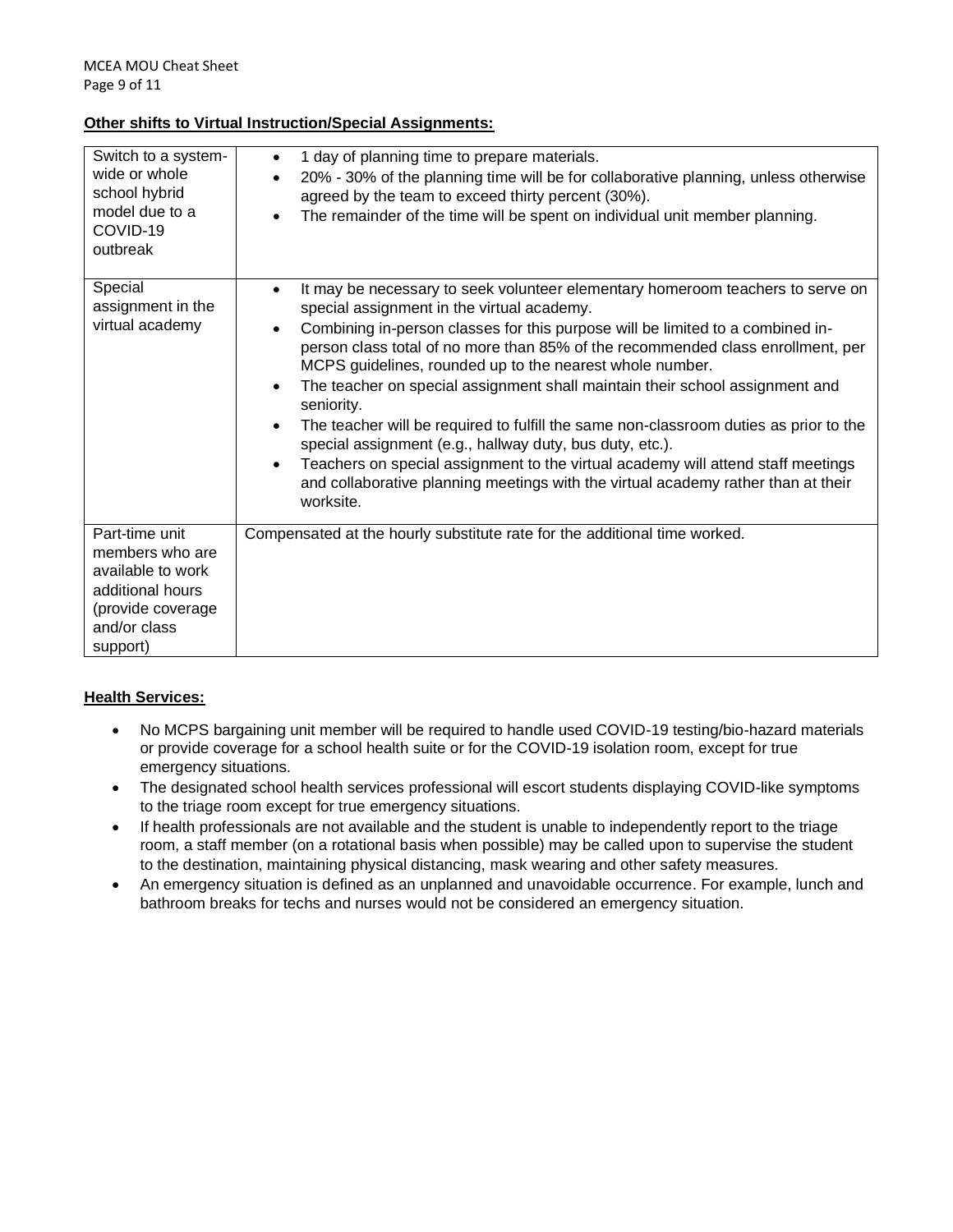**Other shifts to Virtual Instruction/Special Assignments:**

| | |
|---|---|
| Switch to a system-wide or whole school hybrid model due to a COVID-19 outbreak | • 1 day of planning time to prepare materials.<br>• 20% - 30% of the planning time will be for collaborative planning, unless otherwise agreed by the team to exceed thirty percent (30%).<br>• The remainder of the time will be spent on individual unit member planning. |
| Special assignment in the virtual academy | • It may be necessary to seek volunteer elementary homeroom teachers to serve on special assignment in the virtual academy.<br>• Combining in-person classes for this purpose will be limited to a combined in-person class total of no more than 85% of the recommended class enrollment, per MCPS guidelines, rounded up to the nearest whole number.<br>• The teacher on special assignment shall maintain their school assignment and seniority.<br>• The teacher will be required to fulfill the same non-classroom duties as prior to the special assignment (e.g., hallway duty, bus duty, etc.).<br>• Teachers on special assignment to the virtual academy will attend staff meetings and collaborative planning meetings with the virtual academy rather than at their worksite. |
| Part-time unit members who are available to work additional hours (provide coverage and/or class support) | Compensated at the hourly substitute rate for the additional time worked. |

**Health Services:**

- No MCPS bargaining unit member will be required to handle used COVID-19 testing/bio-hazard materials or provide coverage for a school health suite or for the COVID-19 isolation room, except for true emergency situations.
- The designated school health services professional will escort students displaying COVID-like symptoms to the triage room except for true emergency situations.
- If health professionals are not available and the student is unable to independently report to the triage room, a staff member (on a rotational basis when possible) may be called upon to supervise the student to the destination, maintaining physical distancing, mask wearing and other safety measures.
- An emergency situation is defined as an unplanned and unavoidable occurrence. For example, lunch and bathroom breaks for techs and nurses would not be considered an emergency situation.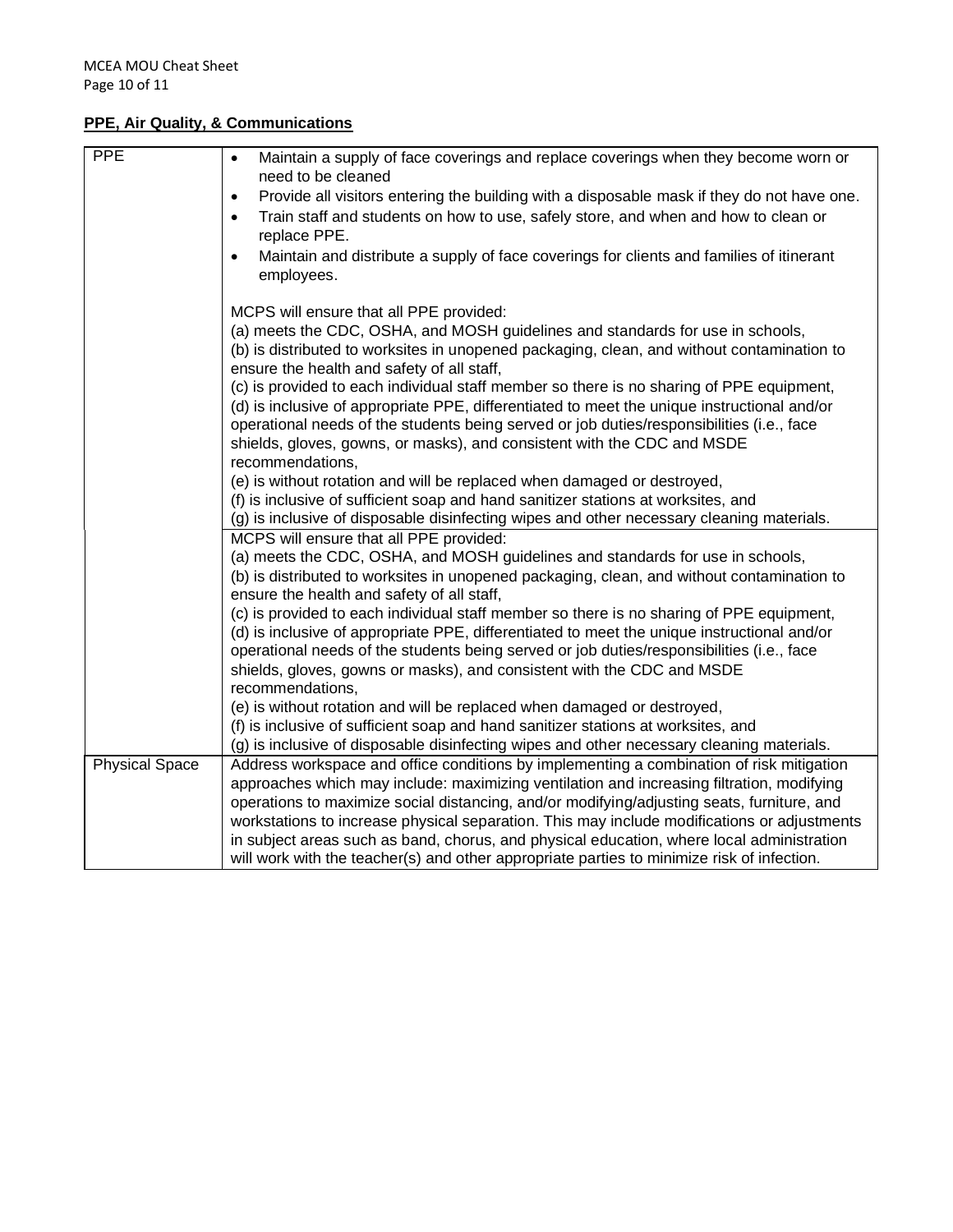**PPE, Air Quality, & Communications**

| | |
|---|---|
| PPE | • Maintain a supply of face coverings and replace coverings when they become worn or need to be cleaned<br>• Provide all visitors entering the building with a disposable mask if they do not have one.<br>• Train staff and students on how to use, safely store, and when and how to clean or replace PPE.<br>• Maintain and distribute a supply of face coverings for clients and families of itinerant employees.<br><br>MCPS will ensure that all PPE provided:<br>(a) meets the CDC, OSHA, and MOSH guidelines and standards for use in schools,<br>(b) is distributed to worksites in unopened packaging, clean, and without contamination to ensure the health and safety of all staff,<br>(c) is provided to each individual staff member so there is no sharing of PPE equipment,<br>(d) is inclusive of appropriate PPE, differentiated to meet the unique instructional and/or operational needs of the students being served or job duties/responsibilities (i.e., face shields, gloves, gowns, or masks), and consistent with the CDC and MSDE recommendations,<br>(e) is without rotation and will be replaced when damaged or destroyed,<br>(f) is inclusive of sufficient soap and hand sanitizer stations at worksites, and<br>(g) is inclusive of disposable disinfecting wipes and other necessary cleaning materials. |
| | MCPS will ensure that all PPE provided:<br>(a) meets the CDC, OSHA, and MOSH guidelines and standards for use in schools,<br>(b) is distributed to worksites in unopened packaging, clean, and without contamination to ensure the health and safety of all staff,<br>(c) is provided to each individual staff member so there is no sharing of PPE equipment,<br>(d) is inclusive of appropriate PPE, differentiated to meet the unique instructional and/or operational needs of the students being served or job duties/responsibilities (i.e., face shields, gloves, gowns or masks), and consistent with the CDC and MSDE recommendations,<br>(e) is without rotation and will be replaced when damaged or destroyed,<br>(f) is inclusive of sufficient soap and hand sanitizer stations at worksites, and<br>(g) is inclusive of disposable disinfecting wipes and other necessary cleaning materials. |
| Physical Space | Address workspace and office conditions by implementing a combination of risk mitigation approaches which may include: maximizing ventilation and increasing filtration, modifying operations to maximize social distancing, and/or modifying/adjusting seats, furniture, and workstations to increase physical separation. This may include modifications or adjustments in subject areas such as band, chorus, and physical education, where local administration will work with the teacher(s) and other appropriate parties to minimize risk of infection. |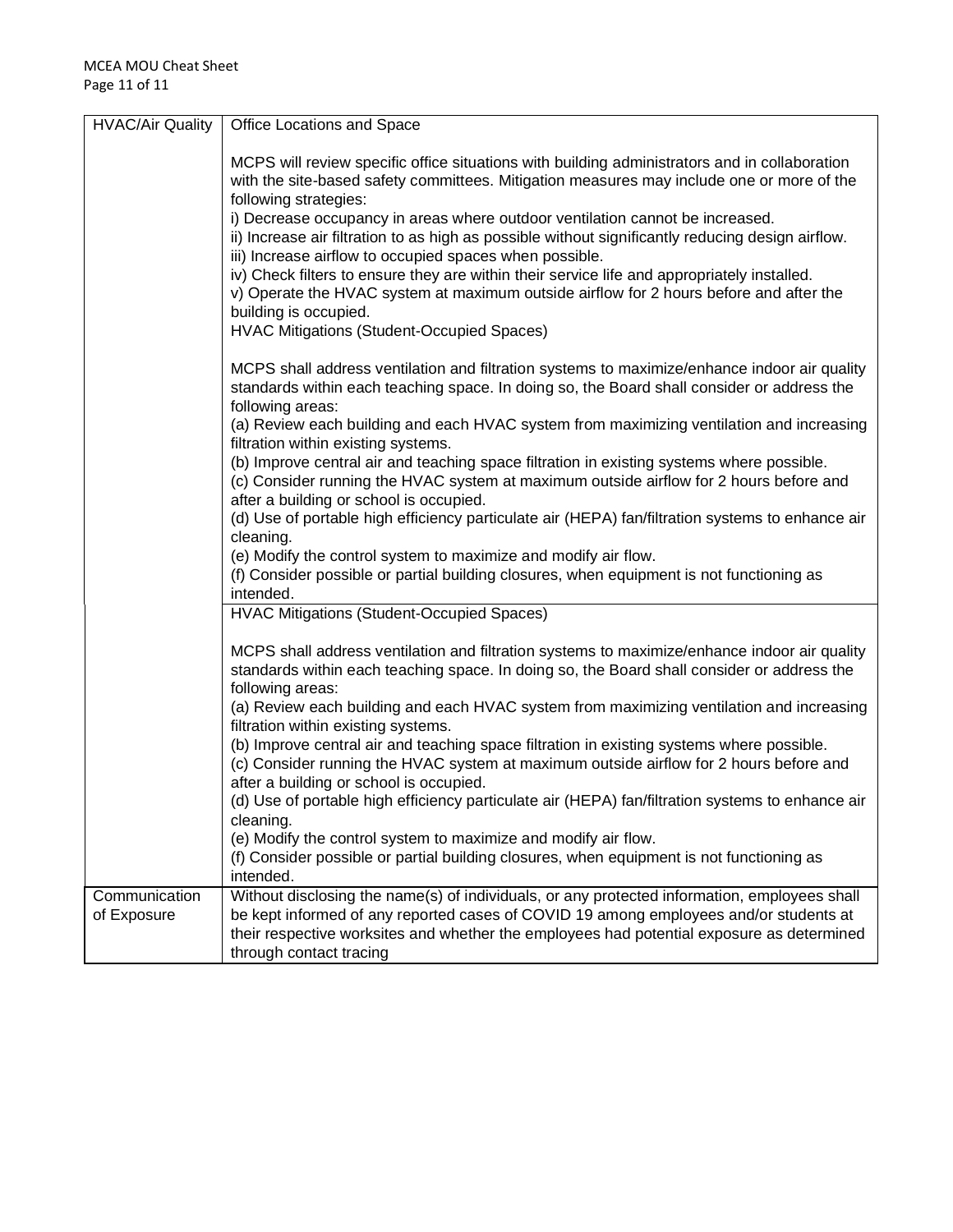| | |
|---|---|
| HVAC/Air Quality | Office Locations and Space<br><br>MCPS will review specific office situations with building administrators and in collaboration with the site-based safety committees. Mitigation measures may include one or more of the following strategies:<br>i) Decrease occupancy in areas where outdoor ventilation cannot be increased.<br>ii) Increase air filtration to as high as possible without significantly reducing design airflow.<br>iii) Increase airflow to occupied spaces when possible.<br>iv) Check filters to ensure they are within their service life and appropriately installed.<br>v) Operate the HVAC system at maximum outside airflow for 2 hours before and after the building is occupied.<br>HVAC Mitigations (Student-Occupied Spaces)<br><br>MCPS shall address ventilation and filtration systems to maximize/enhance indoor air quality standards within each teaching space. In doing so, the Board shall consider or address the following areas:<br>(a) Review each building and each HVAC system from maximizing ventilation and increasing filtration within existing systems.<br>(b) Improve central air and teaching space filtration in existing systems where possible.<br>(c) Consider running the HVAC system at maximum outside airflow for 2 hours before and after a building or school is occupied.<br>(d) Use of portable high efficiency particulate air (HEPA) fan/filtration systems to enhance air cleaning.<br>(e) Modify the control system to maximize and modify air flow.<br>(f) Consider possible or partial building closures, when equipment is not functioning as intended. |
| | HVAC Mitigations (Student-Occupied Spaces)<br><br>MCPS shall address ventilation and filtration systems to maximize/enhance indoor air quality standards within each teaching space. In doing so, the Board shall consider or address the following areas:<br>(a) Review each building and each HVAC system from maximizing ventilation and increasing filtration within existing systems.<br>(b) Improve central air and teaching space filtration in existing systems where possible.<br>(c) Consider running the HVAC system at maximum outside airflow for 2 hours before and after a building or school is occupied.<br>(d) Use of portable high efficiency particulate air (HEPA) fan/filtration systems to enhance air cleaning.<br>(e) Modify the control system to maximize and modify air flow.<br>(f) Consider possible or partial building closures, when equipment is not functioning as intended. |
| Communication of Exposure | Without disclosing the name(s) of individuals, or any protected information, employees shall be kept informed of any reported cases of COVID 19 among employees and/or students at their respective worksites and whether the employees had potential exposure as determined through contact tracing |